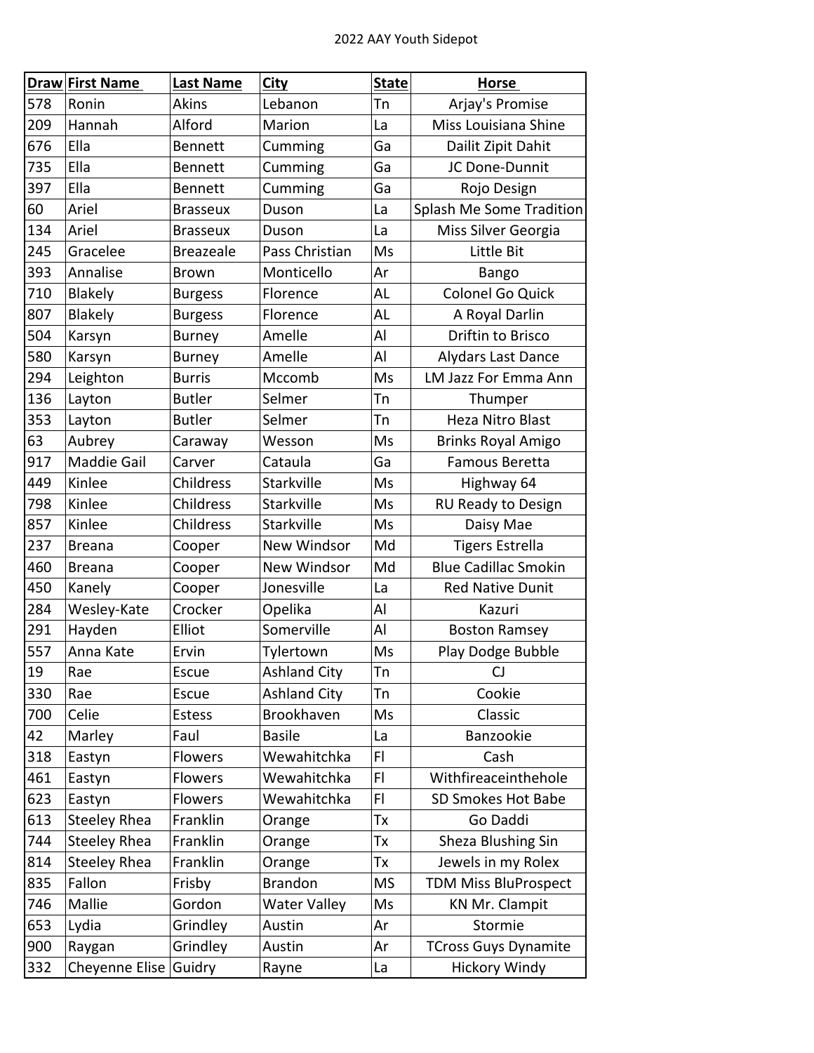# 2022 AAY Youth Sidepot

| Draw | First Name | Last Name | City | State | Horse |
|---|---|---|---|---|---|
| 578 | Ronin | Akins | Lebanon | Tn | Arjay's Promise |
| 209 | Hannah | Alford | Marion | La | Miss Louisiana Shine |
| 676 | Ella | Bennett | Cumming | Ga | Dailit Zipit Dahit |
| 735 | Ella | Bennett | Cumming | Ga | JC Done-Dunnit |
| 397 | Ella | Bennett | Cumming | Ga | Rojo Design |
| 60 | Ariel | Brasseux | Duson | La | Splash Me Some Tradition |
| 134 | Ariel | Brasseux | Duson | La | Miss Silver Georgia |
| 245 | Gracelee | Breazeale | Pass Christian | Ms | Little Bit |
| 393 | Annalise | Brown | Monticello | Ar | Bango |
| 710 | Blakely | Burgess | Florence | AL | Colonel Go Quick |
| 807 | Blakely | Burgess | Florence | AL | A Royal Darlin |
| 504 | Karsyn | Burney | Amelle | Al | Driftin to Brisco |
| 580 | Karsyn | Burney | Amelle | Al | Alydars Last Dance |
| 294 | Leighton | Burris | Mccomb | Ms | LM Jazz For Emma Ann |
| 136 | Layton | Butler | Selmer | Tn | Thumper |
| 353 | Layton | Butler | Selmer | Tn | Heza Nitro Blast |
| 63 | Aubrey | Caraway | Wesson | Ms | Brinks Royal Amigo |
| 917 | Maddie Gail | Carver | Cataula | Ga | Famous Beretta |
| 449 | Kinlee | Childress | Starkville | Ms | Highway 64 |
| 798 | Kinlee | Childress | Starkville | Ms | RU Ready to Design |
| 857 | Kinlee | Childress | Starkville | Ms | Daisy Mae |
| 237 | Breana | Cooper | New Windsor | Md | Tigers Estrella |
| 460 | Breana | Cooper | New Windsor | Md | Blue Cadillac Smokin |
| 450 | Kanely | Cooper | Jonesville | La | Red Native Dunit |
| 284 | Wesley-Kate | Crocker | Opelika | Al | Kazuri |
| 291 | Hayden | Elliot | Somerville | Al | Boston Ramsey |
| 557 | Anna Kate | Ervin | Tylertown | Ms | Play Dodge Bubble |
| 19 | Rae | Escue | Ashland City | Tn | CJ |
| 330 | Rae | Escue | Ashland City | Tn | Cookie |
| 700 | Celie | Estess | Brookhaven | Ms | Classic |
| 42 | Marley | Faul | Basile | La | Banzookie |
| 318 | Eastyn | Flowers | Wewahitchka | Fl | Cash |
| 461 | Eastyn | Flowers | Wewahitchka | Fl | Withfireaceinthehole |
| 623 | Eastyn | Flowers | Wewahitchka | Fl | SD Smokes Hot Babe |
| 613 | Steeley Rhea | Franklin | Orange | Tx | Go Daddi |
| 744 | Steeley Rhea | Franklin | Orange | Tx | Sheza Blushing Sin |
| 814 | Steeley Rhea | Franklin | Orange | Tx | Jewels in my Rolex |
| 835 | Fallon | Frisby | Brandon | MS | TDM Miss BluProspect |
| 746 | Mallie | Gordon | Water Valley | Ms | KN Mr. Clampit |
| 653 | Lydia | Grindley | Austin | Ar | Stormie |
| 900 | Raygan | Grindley | Austin | Ar | TCross Guys Dynamite |
| 332 | Cheyenne Elise | Guidry | Rayne | La | Hickory Windy |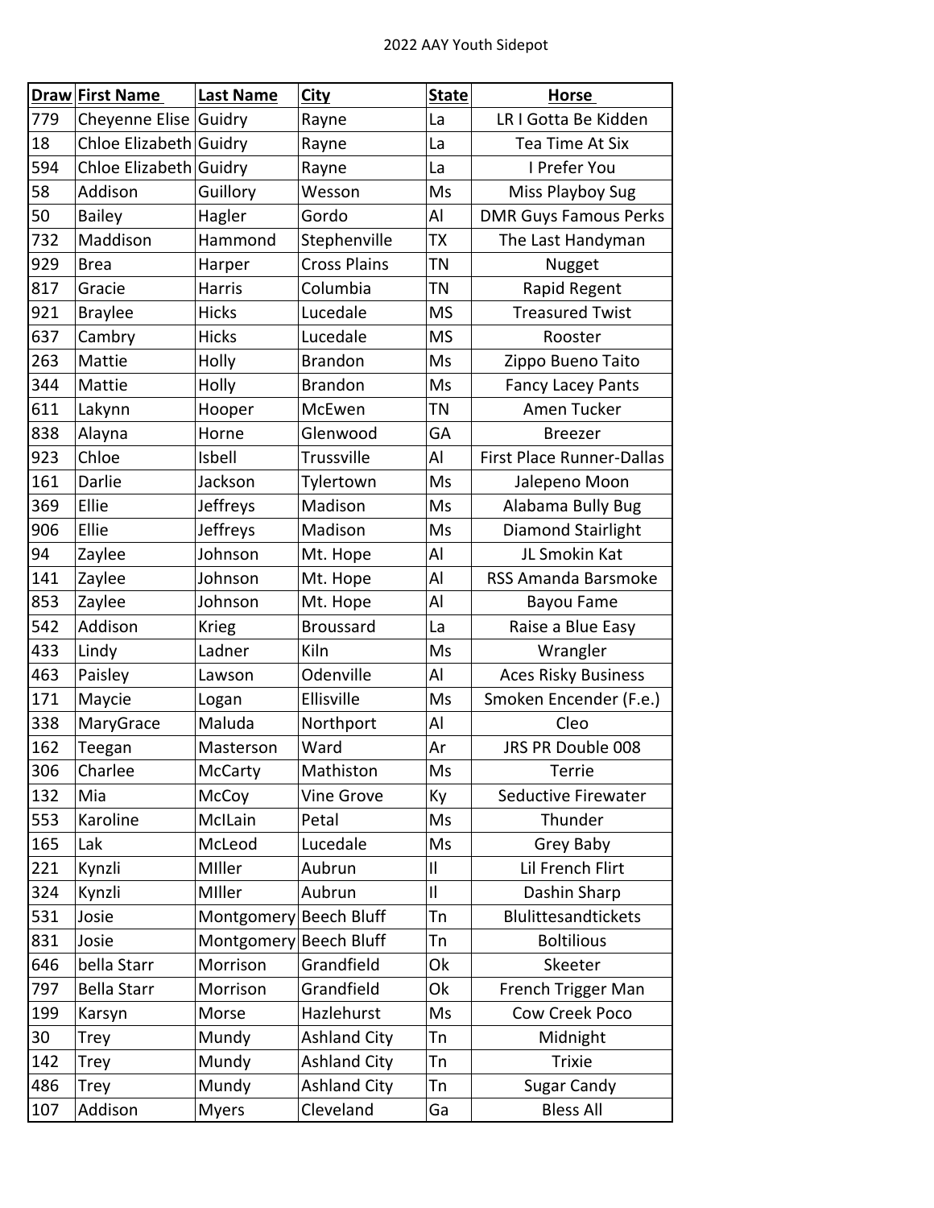# 2022 AAY Youth Sidepot

| Draw | First Name | Last Name | City | State | Horse |
|---|---|---|---|---|---|
| 779 | Cheyenne Elise | Guidry | Rayne | La | LR I Gotta Be Kidden |
| 18 | Chloe Elizabeth | Guidry | Rayne | La | Tea Time At Six |
| 594 | Chloe Elizabeth | Guidry | Rayne | La | I Prefer You |
| 58 | Addison | Guillory | Wesson | Ms | Miss Playboy Sug |
| 50 | Bailey | Hagler | Gordo | Al | DMR Guys Famous Perks |
| 732 | Maddison | Hammond | Stephenville | TX | The Last Handyman |
| 929 | Brea | Harper | Cross Plains | TN | Nugget |
| 817 | Gracie | Harris | Columbia | TN | Rapid Regent |
| 921 | Braylee | Hicks | Lucedale | MS | Treasured Twist |
| 637 | Cambry | Hicks | Lucedale | MS | Rooster |
| 263 | Mattie | Holly | Brandon | Ms | Zippo Bueno Taito |
| 344 | Mattie | Holly | Brandon | Ms | Fancy Lacey Pants |
| 611 | Lakynn | Hooper | McEwen | TN | Amen Tucker |
| 838 | Alayna | Horne | Glenwood | GA | Breezer |
| 923 | Chloe | Isbell | Trussville | Al | First Place Runner-Dallas |
| 161 | Darlie | Jackson | Tylertown | Ms | Jalepeno Moon |
| 369 | Ellie | Jeffreys | Madison | Ms | Alabama Bully Bug |
| 906 | Ellie | Jeffreys | Madison | Ms | Diamond Stairlight |
| 94 | Zaylee | Johnson | Mt. Hope | Al | JL Smokin Kat |
| 141 | Zaylee | Johnson | Mt. Hope | Al | RSS Amanda Barsmoke |
| 853 | Zaylee | Johnson | Mt. Hope | Al | Bayou Fame |
| 542 | Addison | Krieg | Broussard | La | Raise a Blue Easy |
| 433 | Lindy | Ladner | Kiln | Ms | Wrangler |
| 463 | Paisley | Lawson | Odenville | Al | Aces Risky Business |
| 171 | Maycie | Logan | Ellisville | Ms | Smoken Encender (F.e.) |
| 338 | MaryGrace | Maluda | Northport | Al | Cleo |
| 162 | Teegan | Masterson | Ward | Ar | JRS PR Double 008 |
| 306 | Charlee | McCarty | Mathiston | Ms | Terrie |
| 132 | Mia | McCoy | Vine Grove | Ky | Seductive Firewater |
| 553 | Karoline | McILain | Petal | Ms | Thunder |
| 165 | Lak | McLeod | Lucedale | Ms | Grey Baby |
| 221 | Kynzli | MIller | Aubrun | Il | Lil French Flirt |
| 324 | Kynzli | MIller | Aubrun | Il | Dashin Sharp |
| 531 | Josie | Montgomery | Beech Bluff | Tn | Blulittesandtickets |
| 831 | Josie | Montgomery | Beech Bluff | Tn | Boltilious |
| 646 | bella Starr | Morrison | Grandfield | Ok | Skeeter |
| 797 | Bella Starr | Morrison | Grandfield | Ok | French Trigger Man |
| 199 | Karsyn | Morse | Hazlehurst | Ms | Cow Creek Poco |
| 30 | Trey | Mundy | Ashland City | Tn | Midnight |
| 142 | Trey | Mundy | Ashland City | Tn | Trixie |
| 486 | Trey | Mundy | Ashland City | Tn | Sugar Candy |
| 107 | Addison | Myers | Cleveland | Ga | Bless All |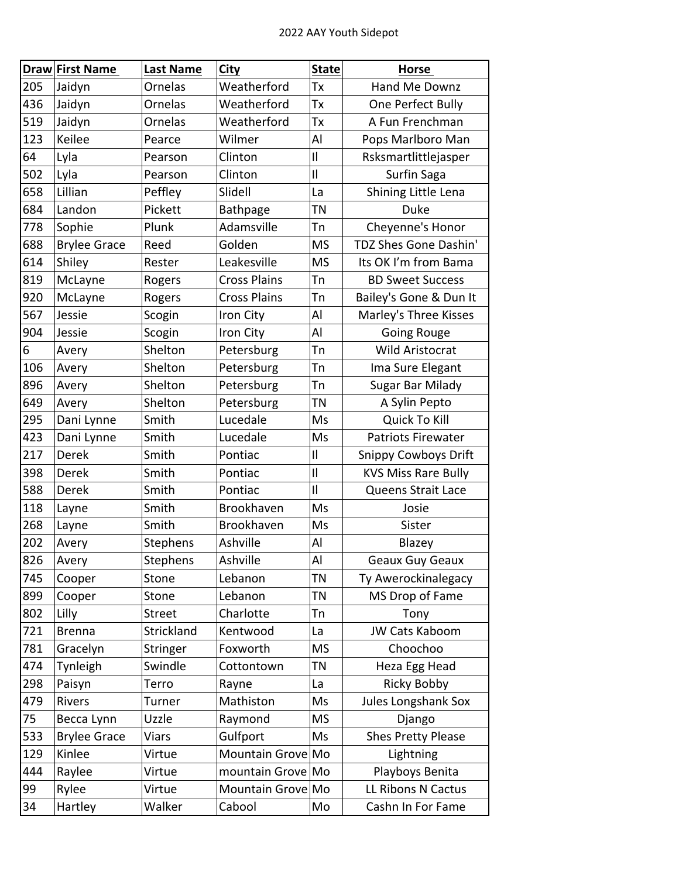2022 AAY Youth Sidepot

| Draw | First Name | Last Name | City | State | Horse |
|---|---|---|---|---|---|
| 205 | Jaidyn | Ornelas | Weatherford | Tx | Hand Me Downz |
| 436 | Jaidyn | Ornelas | Weatherford | Tx | One Perfect Bully |
| 519 | Jaidyn | Ornelas | Weatherford | Tx | A Fun Frenchman |
| 123 | Keilee | Pearce | Wilmer | Al | Pops Marlboro Man |
| 64 | Lyla | Pearson | Clinton | Il | Rsksmartlittlejasper |
| 502 | Lyla | Pearson | Clinton | Il | Surfin Saga |
| 658 | Lillian | Peffley | Slidell | La | Shining Little Lena |
| 684 | Landon | Pickett | Bathpage | TN | Duke |
| 778 | Sophie | Plunk | Adamsville | Tn | Cheyenne's Honor |
| 688 | Brylee Grace | Reed | Golden | MS | TDZ Shes Gone Dashin' |
| 614 | Shiley | Rester | Leakesville | MS | Its OK I'm from Bama |
| 819 | McLayne | Rogers | Cross Plains | Tn | BD Sweet Success |
| 920 | McLayne | Rogers | Cross Plains | Tn | Bailey's Gone & Dun It |
| 567 | Jessie | Scogin | Iron City | Al | Marley's Three Kisses |
| 904 | Jessie | Scogin | Iron City | Al | Going Rouge |
| 6 | Avery | Shelton | Petersburg | Tn | Wild Aristocrat |
| 106 | Avery | Shelton | Petersburg | Tn | Ima Sure Elegant |
| 896 | Avery | Shelton | Petersburg | Tn | Sugar Bar Milady |
| 649 | Avery | Shelton | Petersburg | TN | A Sylin Pepto |
| 295 | Dani Lynne | Smith | Lucedale | Ms | Quick To Kill |
| 423 | Dani Lynne | Smith | Lucedale | Ms | Patriots Firewater |
| 217 | Derek | Smith | Pontiac | Il | Snippy Cowboys Drift |
| 398 | Derek | Smith | Pontiac | Il | KVS Miss Rare Bully |
| 588 | Derek | Smith | Pontiac | Il | Queens Strait Lace |
| 118 | Layne | Smith | Brookhaven | Ms | Josie |
| 268 | Layne | Smith | Brookhaven | Ms | Sister |
| 202 | Avery | Stephens | Ashville | Al | Blazey |
| 826 | Avery | Stephens | Ashville | Al | Geaux Guy Geaux |
| 745 | Cooper | Stone | Lebanon | TN | Ty Awerockinalegacy |
| 899 | Cooper | Stone | Lebanon | TN | MS Drop of Fame |
| 802 | Lilly | Street | Charlotte | Tn | Tony |
| 721 | Brenna | Strickland | Kentwood | La | JW Cats Kaboom |
| 781 | Gracelyn | Stringer | Foxworth | MS | Choochoo |
| 474 | Tynleigh | Swindle | Cottontown | TN | Heza Egg Head |
| 298 | Paisyn | Terro | Rayne | La | Ricky Bobby |
| 479 | Rivers | Turner | Mathiston | Ms | Jules Longshank Sox |
| 75 | Becca Lynn | Uzzle | Raymond | MS | Django |
| 533 | Brylee Grace | Viars | Gulfport | Ms | Shes Pretty Please |
| 129 | Kinlee | Virtue | Mountain Grove | Mo | Lightning |
| 444 | Raylee | Virtue | mountain Grove | Mo | Playboys Benita |
| 99 | Rylee | Virtue | Mountain Grove | Mo | LL Ribons N Cactus |
| 34 | Hartley | Walker | Cabool | Mo | Cashn In For Fame |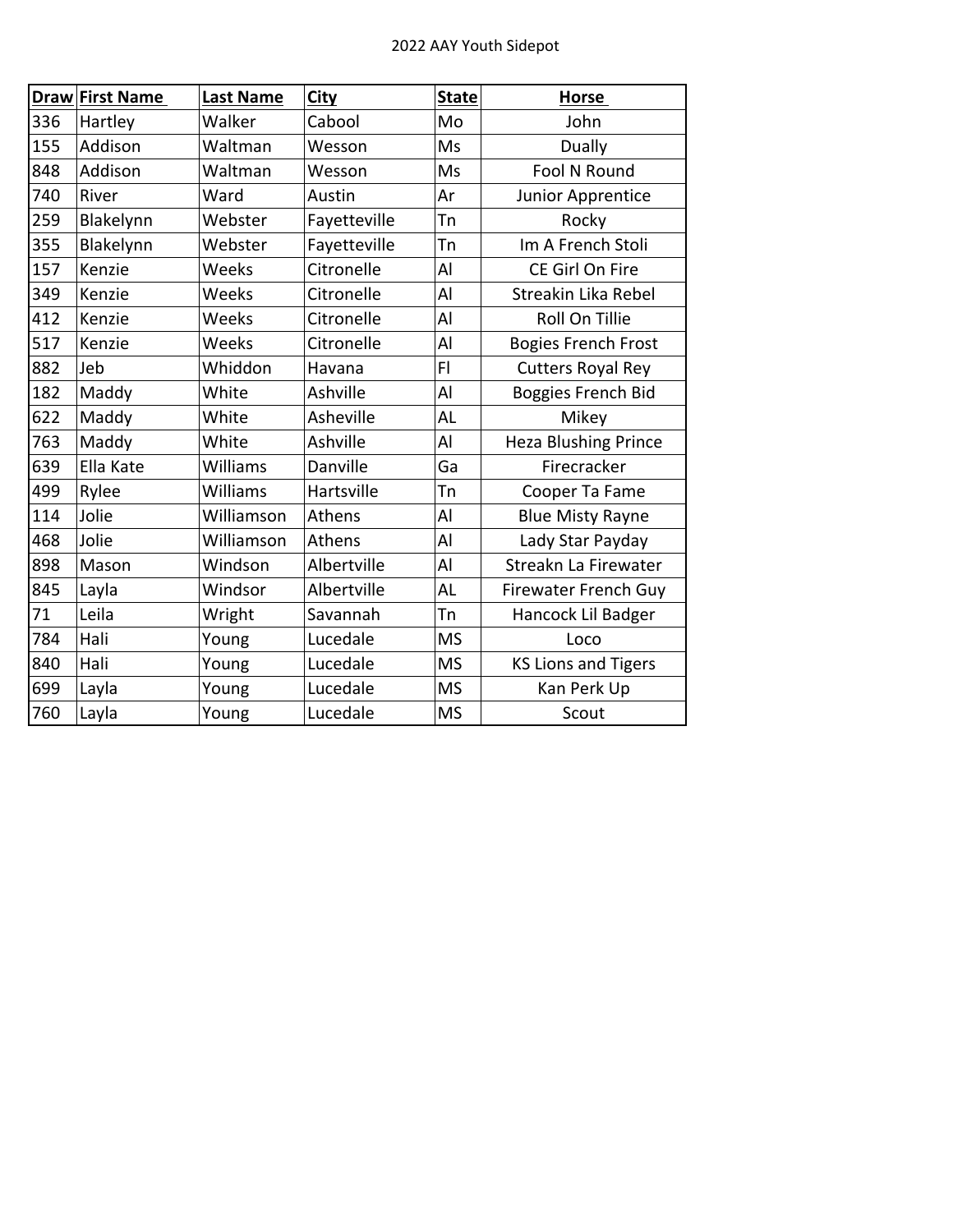2022 AAY Youth Sidepot

| Draw | First Name | Last Name | City | State | Horse |
|---|---|---|---|---|---|
| 336 | Hartley | Walker | Cabool | Mo | John |
| 155 | Addison | Waltman | Wesson | Ms | Dually |
| 848 | Addison | Waltman | Wesson | Ms | Fool N Round |
| 740 | River | Ward | Austin | Ar | Junior Apprentice |
| 259 | Blakelynn | Webster | Fayetteville | Tn | Rocky |
| 355 | Blakelynn | Webster | Fayetteville | Tn | Im A French Stoli |
| 157 | Kenzie | Weeks | Citronelle | Al | CE Girl On Fire |
| 349 | Kenzie | Weeks | Citronelle | Al | Streakin Lika Rebel |
| 412 | Kenzie | Weeks | Citronelle | Al | Roll On Tillie |
| 517 | Kenzie | Weeks | Citronelle | Al | Bogies French Frost |
| 882 | Jeb | Whiddon | Havana | Fl | Cutters Royal Rey |
| 182 | Maddy | White | Ashville | Al | Boggies French Bid |
| 622 | Maddy | White | Asheville | AL | Mikey |
| 763 | Maddy | White | Ashville | Al | Heza Blushing Prince |
| 639 | Ella Kate | Williams | Danville | Ga | Firecracker |
| 499 | Rylee | Williams | Hartsville | Tn | Cooper Ta Fame |
| 114 | Jolie | Williamson | Athens | Al | Blue Misty Rayne |
| 468 | Jolie | Williamson | Athens | Al | Lady Star Payday |
| 898 | Mason | Windson | Albertville | Al | Streakn La Firewater |
| 845 | Layla | Windsor | Albertville | AL | Firewater French Guy |
| 71 | Leila | Wright | Savannah | Tn | Hancock Lil Badger |
| 784 | Hali | Young | Lucedale | MS | Loco |
| 840 | Hali | Young | Lucedale | MS | KS Lions and Tigers |
| 699 | Layla | Young | Lucedale | MS | Kan Perk Up |
| 760 | Layla | Young | Lucedale | MS | Scout |